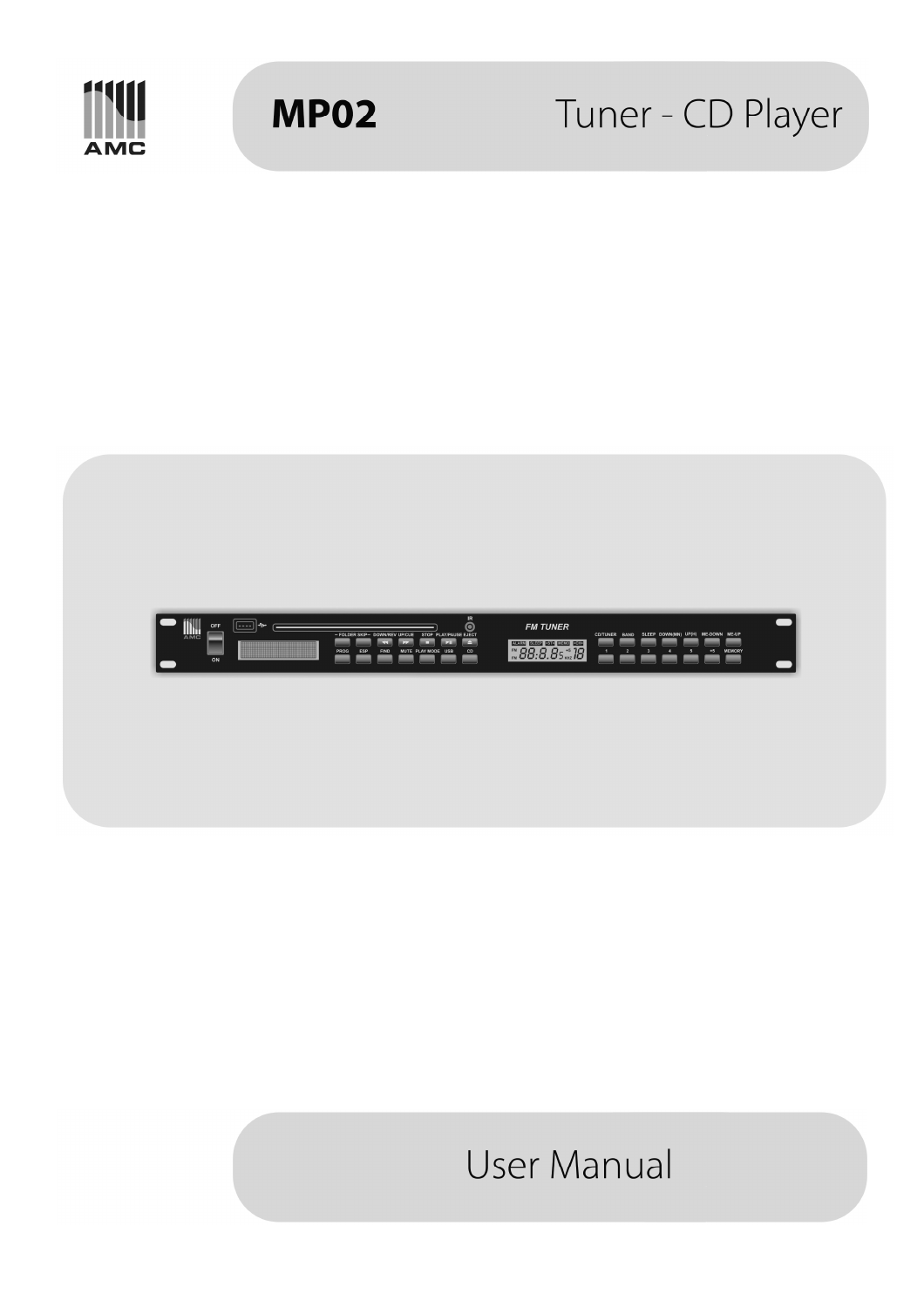AMC

# MP02 Tuner - CD Player

## User Manual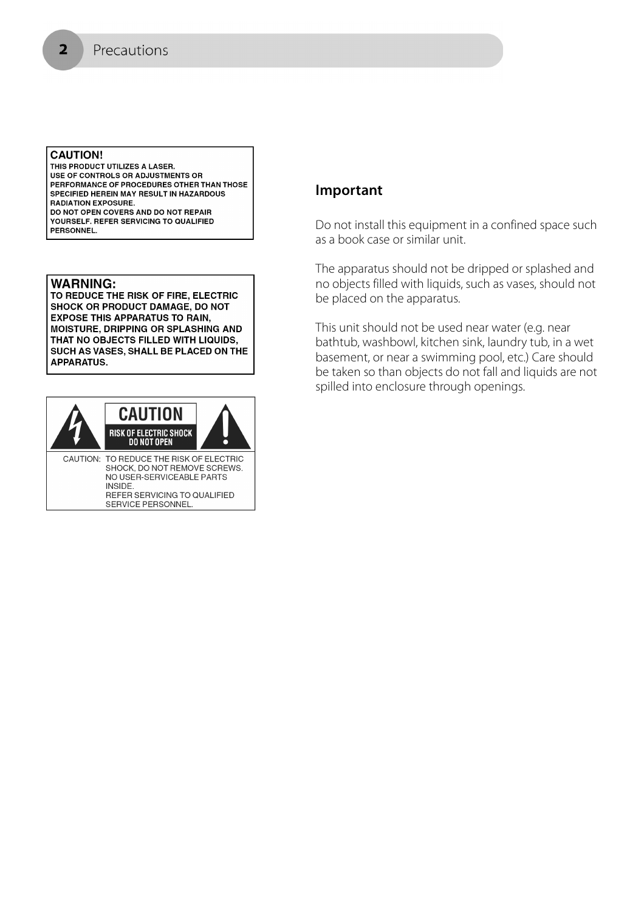## Precautions

**CAUTION!**
THIS PRODUCT UTILIZES A LASER.
USE OF CONTROLS OR ADJUSTMENTS OR PERFORMANCE OF PROCEDURES OTHER THAN THOSE SPECIFIED HEREIN MAY RESULT IN HAZARDOUS RADIATION EXPOSURE.
DO NOT OPEN COVERS AND DO NOT REPAIR YOURSELF. REFER SERVICING TO QUALIFIED PERSONNEL.

**WARNING:**
**TO REDUCE THE RISK OF FIRE, ELECTRIC SHOCK OR PRODUCT DAMAGE, DO NOT EXPOSE THIS APPARATUS TO RAIN, MOISTURE, DRIPPING OR SPLASHING AND THAT NO OBJECTS FILLED WITH LIQUIDS, SUCH AS VASES, SHALL BE PLACED ON THE APPARATUS.**

**CAUTION**
**RISK OF ELECTRIC SHOCK DO NOT OPEN**

CAUTION: TO REDUCE THE RISK OF ELECTRIC SHOCK, DO NOT REMOVE SCREWS. NO USER-SERVICEABLE PARTS INSIDE. REFER SERVICING TO QUALIFIED SERVICE PERSONNEL.

### Important

Do not install this equipment in a confined space such as a book case or similar unit.

The apparatus should not be dripped or splashed and no objects filled with liquids, such as vases, should not be placed on the apparatus.

This unit should not be used near water (e.g. near bathtub, washbowl, kitchen sink, laundry tub, in a wet basement, or near a swimming pool, etc.) Care should be taken so than objects do not fall and liquids are not spilled into enclosure through openings.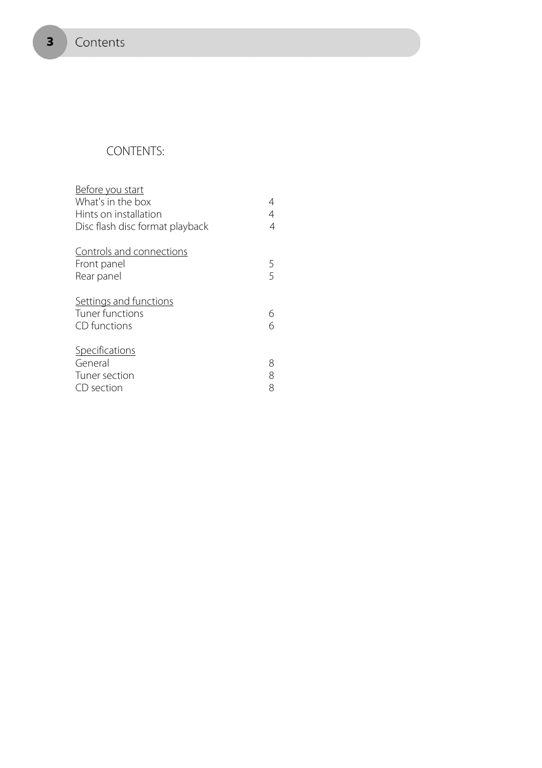# Contents

## CONTENTS:

| | |
|---|---|
| <u>Before you start</u> | |
| What's in the box | 4 |
| Hints on installation | 4 |
| Disc flash disc format playback | 4 |
| | |
| <u>Controls and connections</u> | |
| Front panel | 5 |
| Rear panel | 5 |
| | |
| <u>Settings and functions</u> | |
| Tuner functions | 6 |
| CD functions | 6 |
| | |
| <u>Specifications</u> | |
| General | 8 |
| Tuner section | 8 |
| CD section | 8 |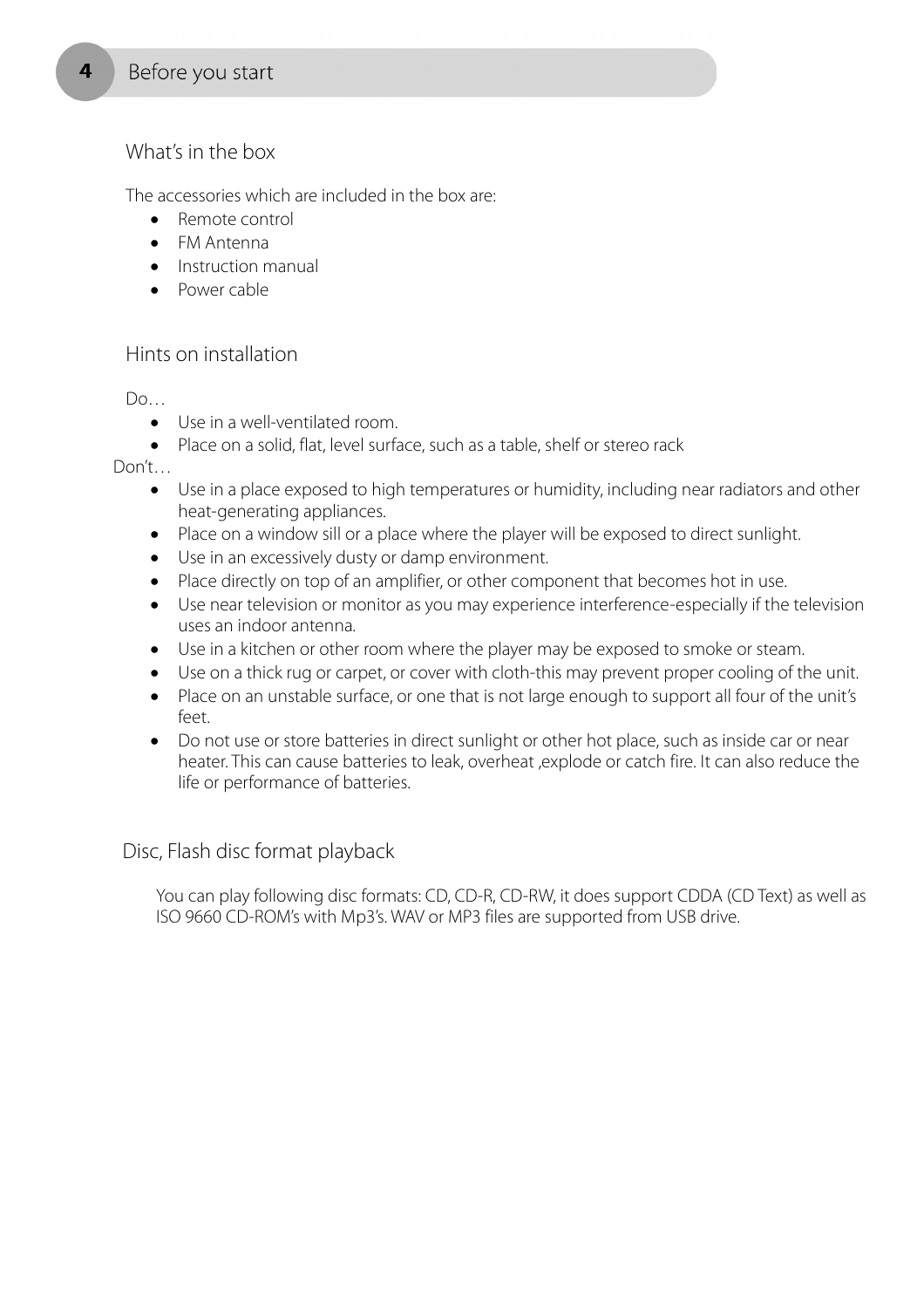# Before you start

## What's in the box

The accessories which are included in the box are:

- Remote control
- FM Antenna
- Instruction manual
- Power cable

## Hints on installation

Do…

- Use in a well-ventilated room.
- Place on a solid, flat, level surface, such as a table, shelf or stereo rack

Don't…

- Use in a place exposed to high temperatures or humidity, including near radiators and other heat-generating appliances.
- Place on a window sill or a place where the player will be exposed to direct sunlight.
- Use in an excessively dusty or damp environment.
- Place directly on top of an amplifier, or other component that becomes hot in use.
- Use near television or monitor as you may experience interference-especially if the television uses an indoor antenna.
- Use in a kitchen or other room where the player may be exposed to smoke or steam.
- Use on a thick rug or carpet, or cover with cloth-this may prevent proper cooling of the unit.
- Place on an unstable surface, or one that is not large enough to support all four of the unit's feet.
- Do not use or store batteries in direct sunlight or other hot place, such as inside car or near heater. This can cause batteries to leak, overheat ,explode or catch fire. It can also reduce the life or performance of batteries.

## Disc, Flash disc format playback

You can play following disc formats: CD, CD-R, CD-RW, it does support CDDA (CD Text) as well as ISO 9660 CD-ROM's with Mp3's. WAV or MP3 files are supported from USB drive.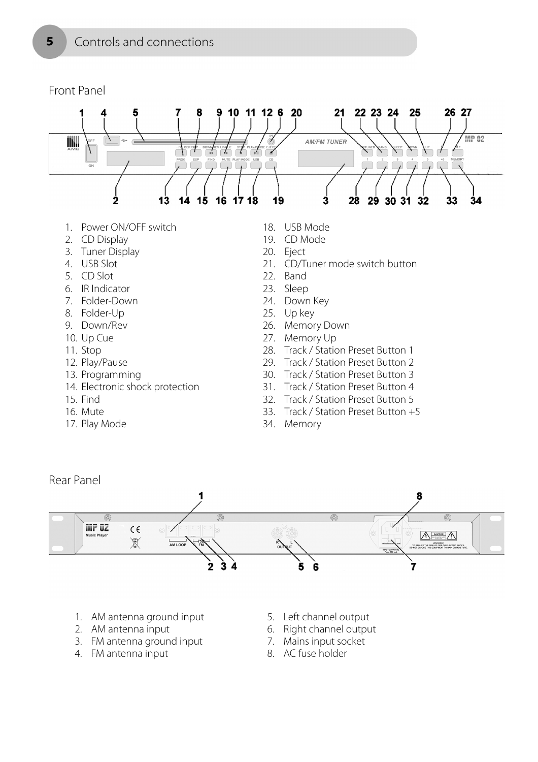# 5 Controls and connections

## Front Panel

1. Power ON/OFF switch
2. CD Display
3. Tuner Display
4. USB Slot
5. CD Slot
6. IR Indicator
7. Folder-Down
8. Folder-Up
9. Down/Rev
10. Up Cue
11. Stop
12. Play/Pause
13. Programming
14. Electronic shock protection
15. Find
16. Mute
17. Play Mode
18. USB Mode
19. CD Mode
20. Eject
21. CD/Tuner mode switch button
22. Band
23. Sleep
24. Down Key
25. Up key
26. Memory Down
27. Memory Up
28. Track / Station Preset Button 1
29. Track / Station Preset Button 2
30. Track / Station Preset Button 3
31. Track / Station Preset Button 4
32. Track / Station Preset Button 5
33. Track / Station Preset Button +5
34. Memory

## Rear Panel

1. AM antenna ground input
2. AM antenna input
3. FM antenna ground input
4. FM antenna input
5. Left channel output
6. Right channel output
7. Mains input socket
8. AC fuse holder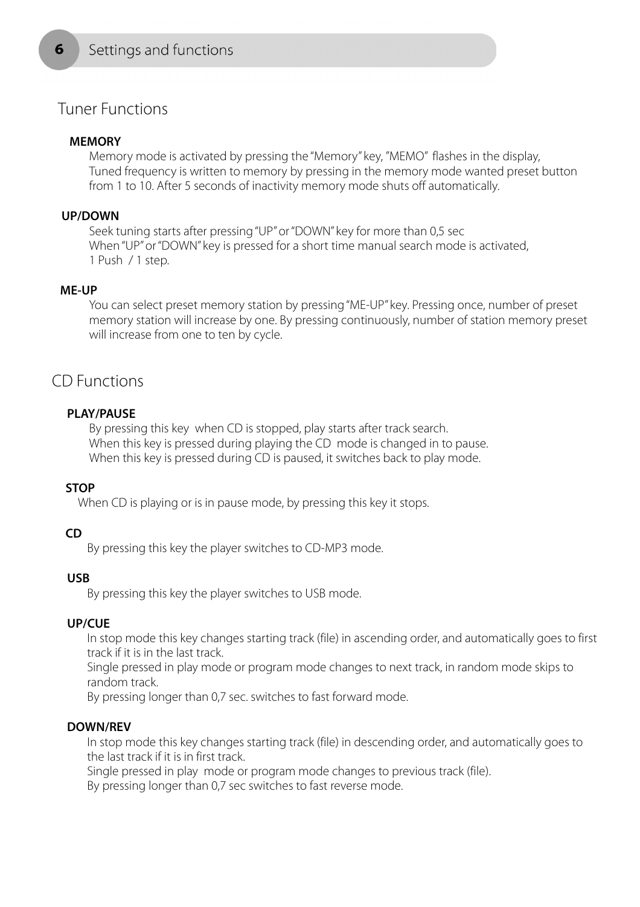# Settings and functions

## Tuner Functions

**MEMORY**

Memory mode is activated by pressing the "Memory" key, "MEMO" flashes in the display,
Tuned frequency is written to memory by pressing in the memory mode wanted preset button from 1 to 10. After 5 seconds of inactivity memory mode shuts off automatically.

**UP/DOWN**

Seek tuning starts after pressing "UP" or "DOWN" key for more than 0,5 sec
When "UP" or "DOWN" key is pressed for a short time manual search mode is activated,
1 Push / 1 step.

**ME-UP**

You can select preset memory station by pressing "ME-UP" key. Pressing once, number of preset memory station will increase by one. By pressing continuously, number of station memory preset will increase from one to ten by cycle.

## CD Functions

**PLAY/PAUSE**

By pressing this key when CD is stopped, play starts after track search.
When this key is pressed during playing the CD mode is changed in to pause.
When this key is pressed during CD is paused, it switches back to play mode.

**STOP**

When CD is playing or is in pause mode, by pressing this key it stops.

**CD**

By pressing this key the player switches to CD-MP3 mode.

**USB**

By pressing this key the player switches to USB mode.

**UP/CUE**

In stop mode this key changes starting track (file) in ascending order, and automatically goes to first track if it is in the last track.
Single pressed in play mode or program mode changes to next track, in random mode skips to random track.
By pressing longer than 0,7 sec. switches to fast forward mode.

**DOWN/REV**

In stop mode this key changes starting track (file) in descending order, and automatically goes to the last track if it is in first track.
Single pressed in play mode or program mode changes to previous track (file).
By pressing longer than 0,7 sec switches to fast reverse mode.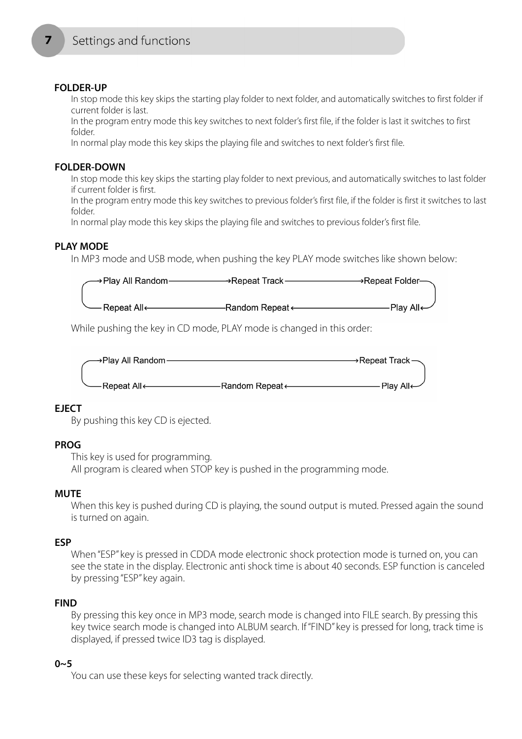## 7 Settings and functions

**FOLDER-UP**

In stop mode this key skips the starting play folder to next folder, and automatically switches to first folder if current folder is last.

In the program entry mode this key switches to next folder's first file, if the folder is last it switches to first folder.

In normal play mode this key skips the playing file and switches to next folder's first file.

**FOLDER-DOWN**

In stop mode this key skips the starting play folder to next previous, and automatically switches to last folder if current folder is first.

In the program entry mode this key switches to previous folder's first file, if the folder is first it switches to last folder.

In normal play mode this key skips the playing file and switches to previous folder's first file.

**PLAY MODE**

In MP3 mode and USB mode, when pushing the key PLAY mode switches like shown below:

→Play All Random → Repeat Track → Repeat Folder → Play All → Random Repeat → Repeat All →

While pushing the key in CD mode, PLAY mode is changed in this order:

→Play All Random → Repeat Track → Play All → Random Repeat → Repeat All →

**EJECT**

By pushing this key CD is ejected.

**PROG**

This key is used for programming.

All program is cleared when STOP key is pushed in the programming mode.

**MUTE**

When this key is pushed during CD is playing, the sound output is muted. Pressed again the sound is turned on again.

**ESP**

When "ESP" key is pressed in CDDA mode electronic shock protection mode is turned on, you can see the state in the display. Electronic anti shock time is about 40 seconds. ESP function is canceled by pressing "ESP" key again.

**FIND**

By pressing this key once in MP3 mode, search mode is changed into FILE search. By pressing this key twice search mode is changed into ALBUM search. If "FIND" key is pressed for long, track time is displayed, if pressed twice ID3 tag is displayed.

**0~5**

You can use these keys for selecting wanted track directly.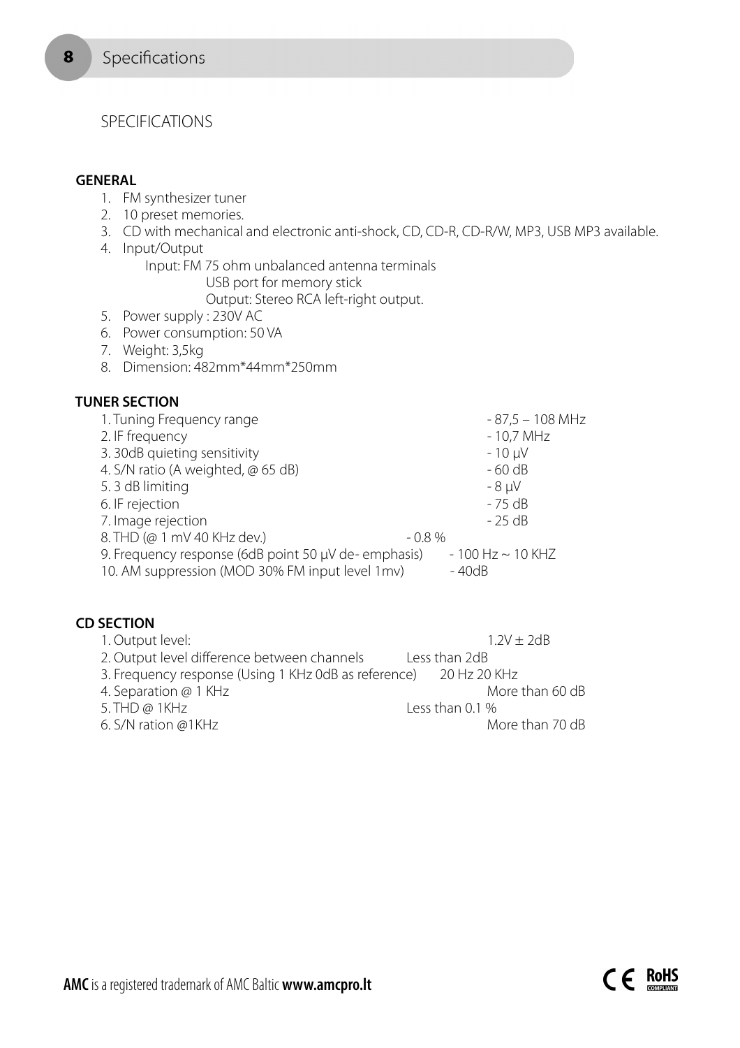SPECIFICATIONS

**GENERAL**

1. FM synthesizer tuner
2. 10 preset memories.
3. CD with mechanical and electronic anti-shock, CD, CD-R, CD-R/W, MP3, USB MP3 available.
4. Input/Output

   Input: FM 75 ohm unbalanced antenna terminals

   USB port for memory stick

   Output: Stereo RCA left-right output.
5. Power supply : 230V AC
6. Power consumption: 50 VA
7. Weight: 3,5kg
8. Dimension: 482mm*44mm*250mm

**TUNER SECTION**

| | |
|---|---|
| 1. Tuning Frequency range | - 87,5 – 108 MHz |
| 2. IF frequency | - 10,7 MHz |
| 3. 30dB quieting sensitivity | - 10 μV |
| 4. S/N ratio (A weighted, @ 65 dB) | - 60 dB |
| 5. 3 dB limiting | - 8 μV |
| 6. IF rejection | - 75 dB |
| 7. Image rejection | - 25 dB |
| 8. THD (@ 1 mV 40 KHz dev.) | - 0.8 % |
| 9. Frequency response (6dB point 50 μV de- emphasis) | - 100 Hz ~ 10 KHZ |
| 10. AM suppression (MOD 30% FM input level 1mv) | - 40dB |

**CD SECTION**

| | |
|---|---|
| 1. Output level: | 1.2V ± 2dB |
| 2. Output level difference between channels | Less than 2dB |
| 3. Frequency response (Using 1 KHz 0dB as reference) | 20 Hz 20 KHz |
| 4. Separation @ 1 KHz | More than 60 dB |
| 5. THD @ 1KHz | Less than 0.1 % |
| 6. S/N ration @1KHz | More than 70 dB |

**AMC** is a registered trademark of AMC Baltic **www.amcpro.lt**